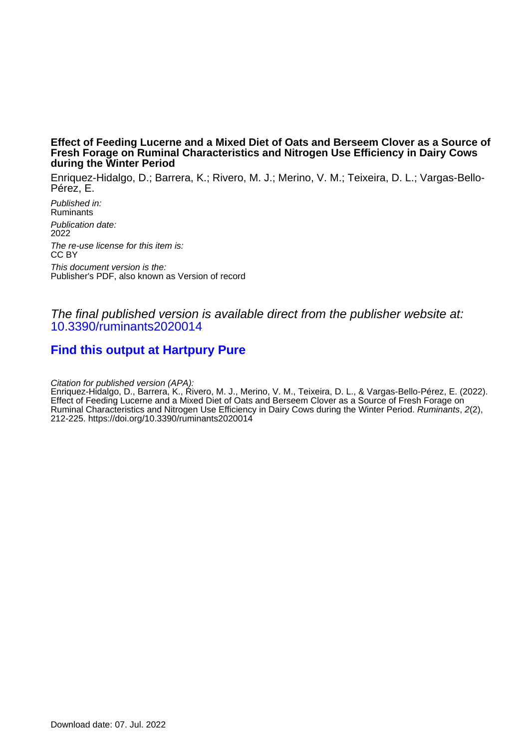**Effect of Feeding Lucerne and a Mixed Diet of Oats and Berseem Clover as a Source of Fresh Forage on Ruminal Characteristics and Nitrogen Use Efficiency in Dairy Cows during the Winter Period**

Enriquez-Hidalgo, D.; Barrera, K.; Rivero, M. J.; Merino, V. M.; Teixeira, D. L.; Vargas-Bello-Pérez, E.

*Published in:*
Ruminants

*Publication date:*
2022

*The re-use license for this item is:*
CC BY

*This document version is the:*
Publisher's PDF, also known as Version of record

*The final published version is available direct from the publisher website at:*
10.3390/ruminants2020014

**Find this output at Hartpury Pure**

*Citation for published version (APA):*
Enriquez-Hidalgo, D., Barrera, K., Rivero, M. J., Merino, V. M., Teixeira, D. L., & Vargas-Bello-Pérez, E. (2022). Effect of Feeding Lucerne and a Mixed Diet of Oats and Berseem Clover as a Source of Fresh Forage on Ruminal Characteristics and Nitrogen Use Efficiency in Dairy Cows during the Winter Period. *Ruminants*, *2*(2), 212-225. https://doi.org/10.3390/ruminants2020014

Download date: 07. Jul. 2022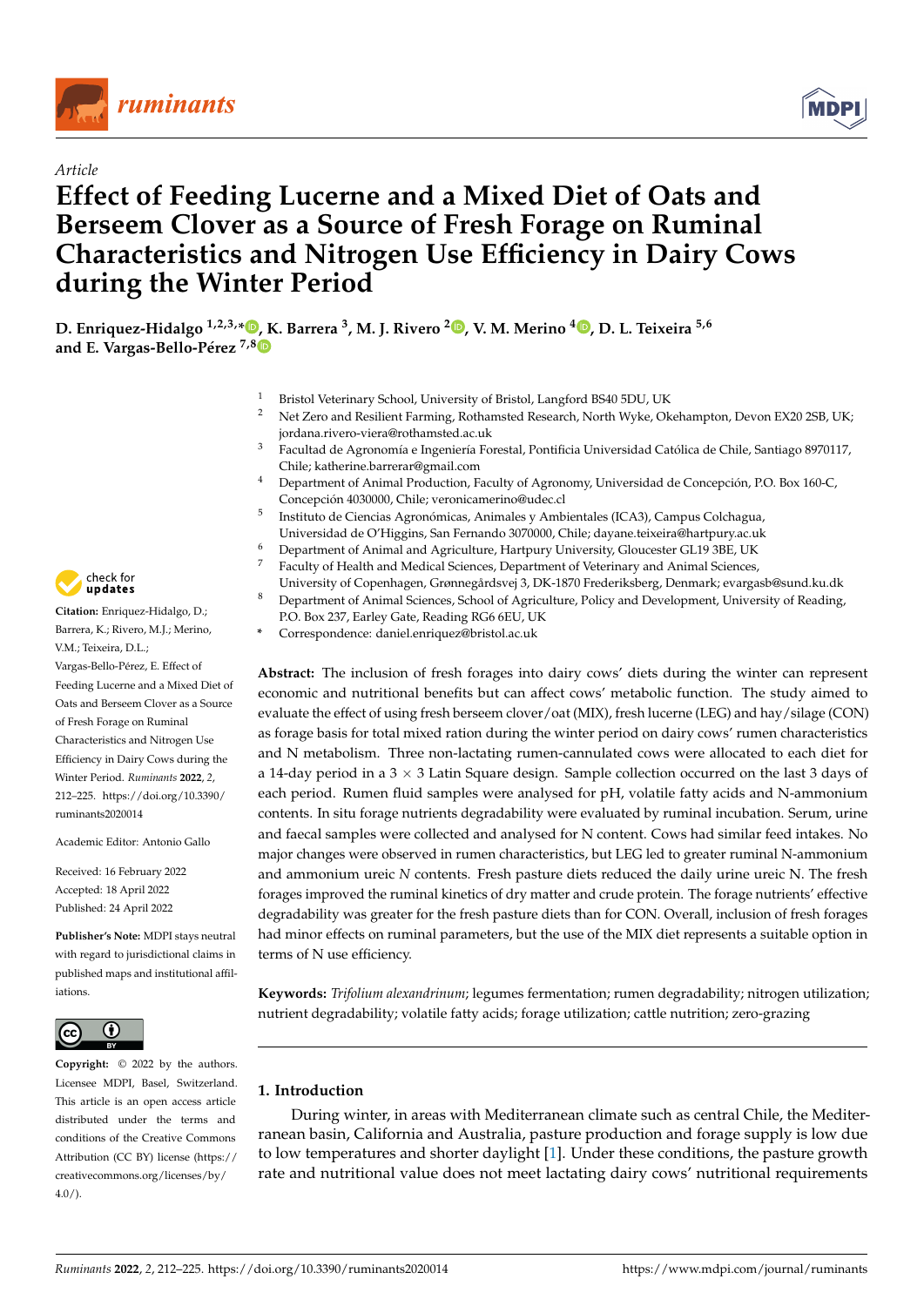# ruminants

*Article*

# Effect of Feeding Lucerne and a Mixed Diet of Oats and Berseem Clover as a Source of Fresh Forage on Ruminal Characteristics and Nitrogen Use Efficiency in Dairy Cows during the Winter Period

**D. Enriquez-Hidalgo [1,2,3,*], K. Barrera [3], M. J. Rivero [2], V. M. Merino [4], D. L. Teixeira [5,6] and E. Vargas-Bello-Pérez [7,8]**

1 Bristol Veterinary School, University of Bristol, Langford BS40 5DU, UK
2 Net Zero and Resilient Farming, Rothamsted Research, North Wyke, Okehampton, Devon EX20 2SB, UK; jordana.rivero-viera@rothamsted.ac.uk
3 Facultad de Agronomía e Ingeniería Forestal, Pontificia Universidad Católica de Chile, Santiago 8970117, Chile; katherine.barrerar@gmail.com
4 Department of Animal Production, Faculty of Agronomy, Universidad de Concepción, P.O. Box 160-C, Concepción 4030000, Chile; veronicamerino@udec.cl
5 Instituto de Ciencias Agronómicas, Animales y Ambientales (ICA3), Campus Colchagua, Universidad de O'Higgins, San Fernando 3070000, Chile; dayane.teixeira@hartpury.ac.uk
6 Department of Animal and Agriculture, Hartpury University, Gloucester GL19 3BE, UK
7 Faculty of Health and Medical Sciences, Department of Veterinary and Animal Sciences, University of Copenhagen, Grønnegårdsvej 3, DK-1870 Frederiksberg, Denmark; evargasb@sund.ku.dk
8 Department of Animal Sciences, School of Agriculture, Policy and Development, University of Reading, P.O. Box 237, Earley Gate, Reading RG6 6EU, UK
* Correspondence: daniel.enriquez@bristol.ac.uk

**Citation:** Enriquez-Hidalgo, D.; Barrera, K.; Rivero, M.J.; Merino, V.M.; Teixeira, D.L.; Vargas-Bello-Pérez, E. Effect of Feeding Lucerne and a Mixed Diet of Oats and Berseem Clover as a Source of Fresh Forage on Ruminal Characteristics and Nitrogen Use Efficiency in Dairy Cows during the Winter Period. *Ruminants* **2022**, *2*, 212–225. https://doi.org/10.3390/ruminants2020014

Academic Editor: Antonio Gallo

Received: 16 February 2022
Accepted: 18 April 2022
Published: 24 April 2022

**Publisher's Note:** MDPI stays neutral with regard to jurisdictional claims in published maps and institutional affiliations.

**Copyright:** © 2022 by the authors. Licensee MDPI, Basel, Switzerland. This article is an open access article distributed under the terms and conditions of the Creative Commons Attribution (CC BY) license (https://creativecommons.org/licenses/by/4.0/).

**Abstract:** The inclusion of fresh forages into dairy cows' diets during the winter can represent economic and nutritional benefits but can affect cows' metabolic function. The study aimed to evaluate the effect of using fresh berseem clover/oat (MIX), fresh lucerne (LEG) and hay/silage (CON) as forage basis for total mixed ration during the winter period on dairy cows' rumen characteristics and N metabolism. Three non-lactating rumen-cannulated cows were allocated to each diet for a 14-day period in a 3 × 3 Latin Square design. Sample collection occurred on the last 3 days of each period. Rumen fluid samples were analysed for pH, volatile fatty acids and N-ammonium contents. In situ forage nutrients degradability were evaluated by ruminal incubation. Serum, urine and faecal samples were collected and analysed for N content. Cows had similar feed intakes. No major changes were observed in rumen characteristics, but LEG led to greater ruminal N-ammonium and ammonium ureic *N* contents. Fresh pasture diets reduced the daily urine ureic N. The fresh forages improved the ruminal kinetics of dry matter and crude protein. The forage nutrients' effective degradability was greater for the fresh pasture diets than for CON. Overall, inclusion of fresh forages had minor effects on ruminal parameters, but the use of the MIX diet represents a suitable option in terms of N use efficiency.

**Keywords:** *Trifolium alexandrinum*; legumes fermentation; rumen degradability; nitrogen utilization; nutrient degradability; volatile fatty acids; forage utilization; cattle nutrition; zero-grazing

## 1. Introduction

During winter, in areas with Mediterranean climate such as central Chile, the Mediterranean basin, California and Australia, pasture production and forage supply is low due to low temperatures and shorter daylight [1]. Under these conditions, the pasture growth rate and nutritional value does not meet lactating dairy cows' nutritional requirements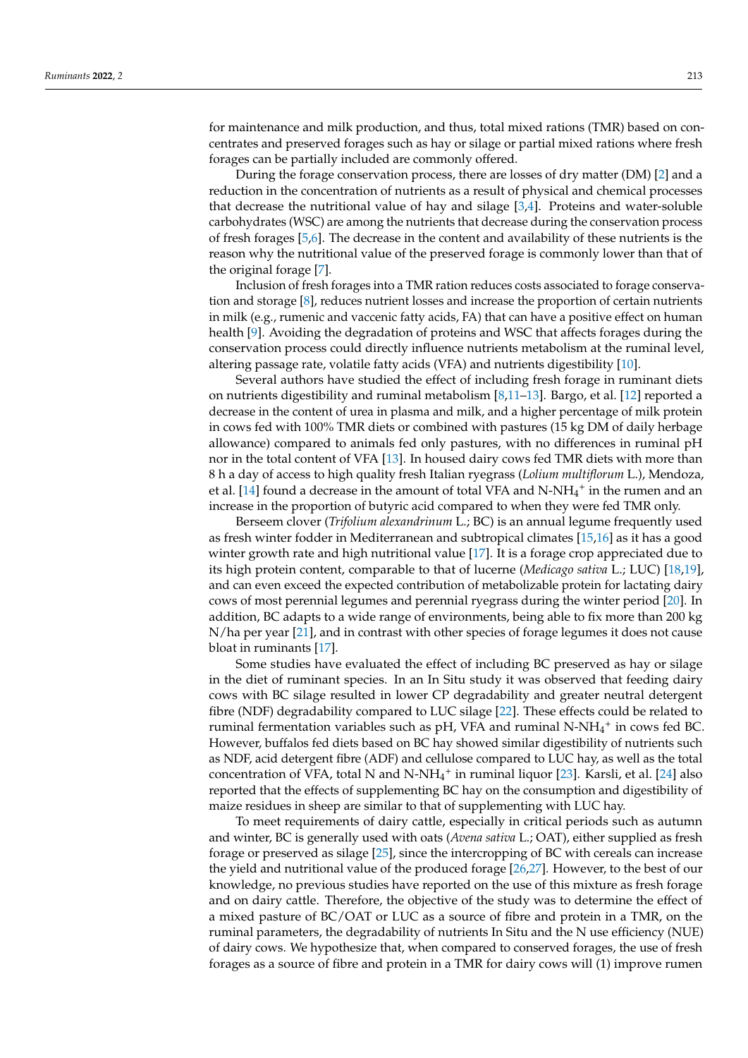for maintenance and milk production, and thus, total mixed rations (TMR) based on concentrates and preserved forages such as hay or silage or partial mixed rations where fresh forages can be partially included are commonly offered.

During the forage conservation process, there are losses of dry matter (DM) [2] and a reduction in the concentration of nutrients as a result of physical and chemical processes that decrease the nutritional value of hay and silage [3,4]. Proteins and water-soluble carbohydrates (WSC) are among the nutrients that decrease during the conservation process of fresh forages [5,6]. The decrease in the content and availability of these nutrients is the reason why the nutritional value of the preserved forage is commonly lower than that of the original forage [7].

Inclusion of fresh forages into a TMR ration reduces costs associated to forage conservation and storage [8], reduces nutrient losses and increase the proportion of certain nutrients in milk (e.g., rumenic and vaccenic fatty acids, FA) that can have a positive effect on human health [9]. Avoiding the degradation of proteins and WSC that affects forages during the conservation process could directly influence nutrients metabolism at the ruminal level, altering passage rate, volatile fatty acids (VFA) and nutrients digestibility [10].

Several authors have studied the effect of including fresh forage in ruminant diets on nutrients digestibility and ruminal metabolism [8,11–13]. Bargo, et al. [12] reported a decrease in the content of urea in plasma and milk, and a higher percentage of milk protein in cows fed with 100% TMR diets or combined with pastures (15 kg DM of daily herbage allowance) compared to animals fed only pastures, with no differences in ruminal pH nor in the total content of VFA [13]. In housed dairy cows fed TMR diets with more than 8 h a day of access to high quality fresh Italian ryegrass (*Lolium multiflorum* L.), Mendoza, et al. [14] found a decrease in the amount of total VFA and N-$NH_4^+$ in the rumen and an increase in the proportion of butyric acid compared to when they were fed TMR only.

Berseem clover (*Trifolium alexandrinum* L.; BC) is an annual legume frequently used as fresh winter fodder in Mediterranean and subtropical climates [15,16] as it has a good winter growth rate and high nutritional value [17]. It is a forage crop appreciated due to its high protein content, comparable to that of lucerne (*Medicago sativa* L.; LUC) [18,19], and can even exceed the expected contribution of metabolizable protein for lactating dairy cows of most perennial legumes and perennial ryegrass during the winter period [20]. In addition, BC adapts to a wide range of environments, being able to fix more than 200 kg N/ha per year [21], and in contrast with other species of forage legumes it does not cause bloat in ruminants [17].

Some studies have evaluated the effect of including BC preserved as hay or silage in the diet of ruminant species. In an In Situ study it was observed that feeding dairy cows with BC silage resulted in lower CP degradability and greater neutral detergent fibre (NDF) degradability compared to LUC silage [22]. These effects could be related to ruminal fermentation variables such as pH, VFA and ruminal N-$NH_4^+$ in cows fed BC. However, buffalos fed diets based on BC hay showed similar digestibility of nutrients such as NDF, acid detergent fibre (ADF) and cellulose compared to LUC hay, as well as the total concentration of VFA, total N and N-$NH_4^+$ in ruminal liquor [23]. Karsli, et al. [24] also reported that the effects of supplementing BC hay on the consumption and digestibility of maize residues in sheep are similar to that of supplementing with LUC hay.

To meet requirements of dairy cattle, especially in critical periods such as autumn and winter, BC is generally used with oats (*Avena sativa* L.; OAT), either supplied as fresh forage or preserved as silage [25], since the intercropping of BC with cereals can increase the yield and nutritional value of the produced forage [26,27]. However, to the best of our knowledge, no previous studies have reported on the use of this mixture as fresh forage and on dairy cattle. Therefore, the objective of the study was to determine the effect of a mixed pasture of BC/OAT or LUC as a source of fibre and protein in a TMR, on the ruminal parameters, the degradability of nutrients In Situ and the N use efficiency (NUE) of dairy cows. We hypothesize that, when compared to conserved forages, the use of fresh forages as a source of fibre and protein in a TMR for dairy cows will (1) improve rumen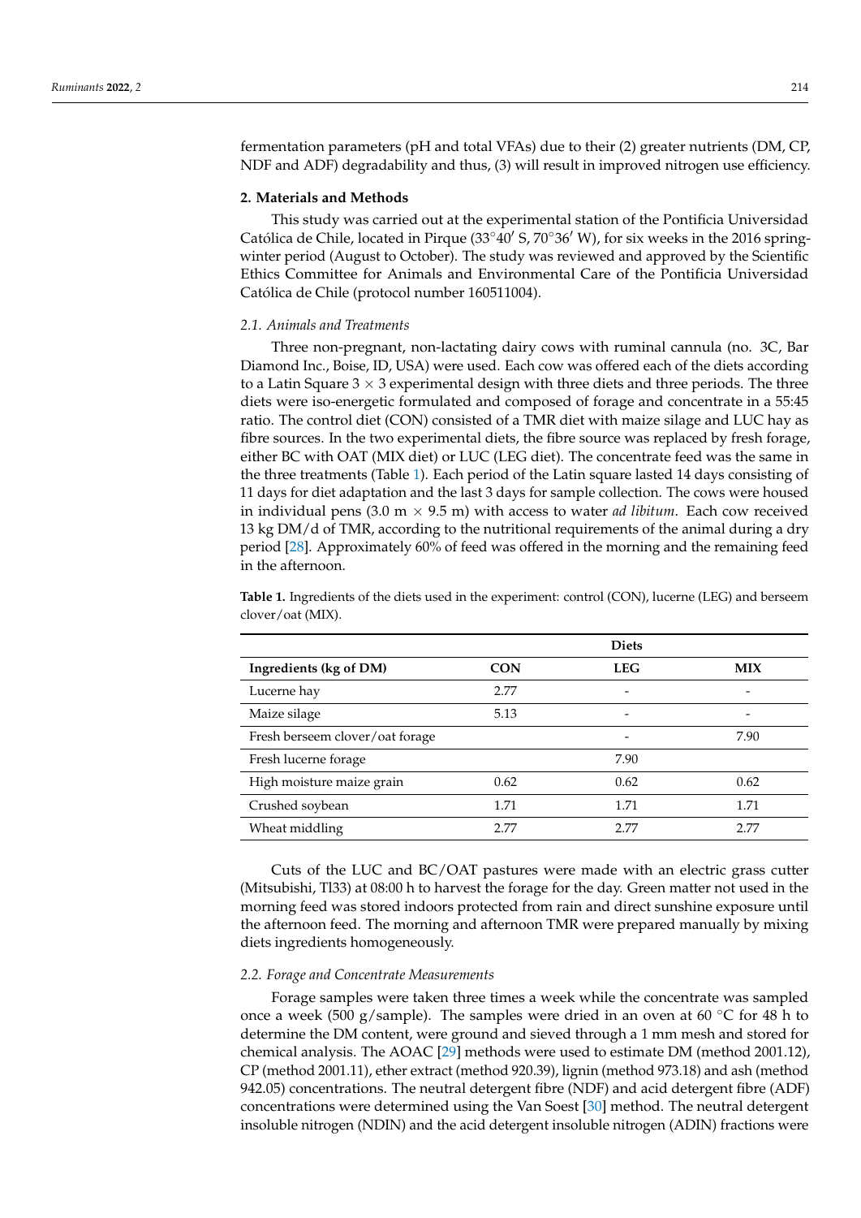fermentation parameters (pH and total VFAs) due to their (2) greater nutrients (DM, CP, NDF and ADF) degradability and thus, (3) will result in improved nitrogen use efficiency.

## 2. Materials and Methods

This study was carried out at the experimental station of the Pontificia Universidad Católica de Chile, located in Pirque (33°40′ S, 70°36′ W), for six weeks in the 2016 spring-winter period (August to October). The study was reviewed and approved by the Scientific Ethics Committee for Animals and Environmental Care of the Pontificia Universidad Católica de Chile (protocol number 160511004).

### *2.1. Animals and Treatments*

Three non-pregnant, non-lactating dairy cows with ruminal cannula (no. 3C, Bar Diamond Inc., Boise, ID, USA) were used. Each cow was offered each of the diets according to a Latin Square 3 × 3 experimental design with three diets and three periods. The three diets were iso-energetic formulated and composed of forage and concentrate in a 55:45 ratio. The control diet (CON) consisted of a TMR diet with maize silage and LUC hay as fibre sources. In the two experimental diets, the fibre source was replaced by fresh forage, either BC with OAT (MIX diet) or LUC (LEG diet). The concentrate feed was the same in the three treatments (Table 1). Each period of the Latin square lasted 14 days consisting of 11 days for diet adaptation and the last 3 days for sample collection. The cows were housed in individual pens (3.0 m × 9.5 m) with access to water *ad libitum*. Each cow received 13 kg DM/d of TMR, according to the nutritional requirements of the animal during a dry period [28]. Approximately 60% of feed was offered in the morning and the remaining feed in the afternoon.

**Table 1.** Ingredients of the diets used in the experiment: control (CON), lucerne (LEG) and berseem clover/oat (MIX).

| | Diets | | |
|---|---|---|---|
| **Ingredients (kg of DM)** | **CON** | **LEG** | **MIX** |
| Lucerne hay | 2.77 | - | - |
| Maize silage | 5.13 | - | - |
| Fresh berseem clover/oat forage | | - | 7.90 |
| Fresh lucerne forage | | 7.90 | |
| High moisture maize grain | 0.62 | 0.62 | 0.62 |
| Crushed soybean | 1.71 | 1.71 | 1.71 |
| Wheat middling | 2.77 | 2.77 | 2.77 |

Cuts of the LUC and BC/OAT pastures were made with an electric grass cutter (Mitsubishi, Tl33) at 08:00 h to harvest the forage for the day. Green matter not used in the morning feed was stored indoors protected from rain and direct sunshine exposure until the afternoon feed. The morning and afternoon TMR were prepared manually by mixing diets ingredients homogeneously.

### *2.2. Forage and Concentrate Measurements*

Forage samples were taken three times a week while the concentrate was sampled once a week (500 g/sample). The samples were dried in an oven at 60 °C for 48 h to determine the DM content, were ground and sieved through a 1 mm mesh and stored for chemical analysis. The AOAC [29] methods were used to estimate DM (method 2001.12), CP (method 2001.11), ether extract (method 920.39), lignin (method 973.18) and ash (method 942.05) concentrations. The neutral detergent fibre (NDF) and acid detergent fibre (ADF) concentrations were determined using the Van Soest [30] method. The neutral detergent insoluble nitrogen (NDIN) and the acid detergent insoluble nitrogen (ADIN) fractions were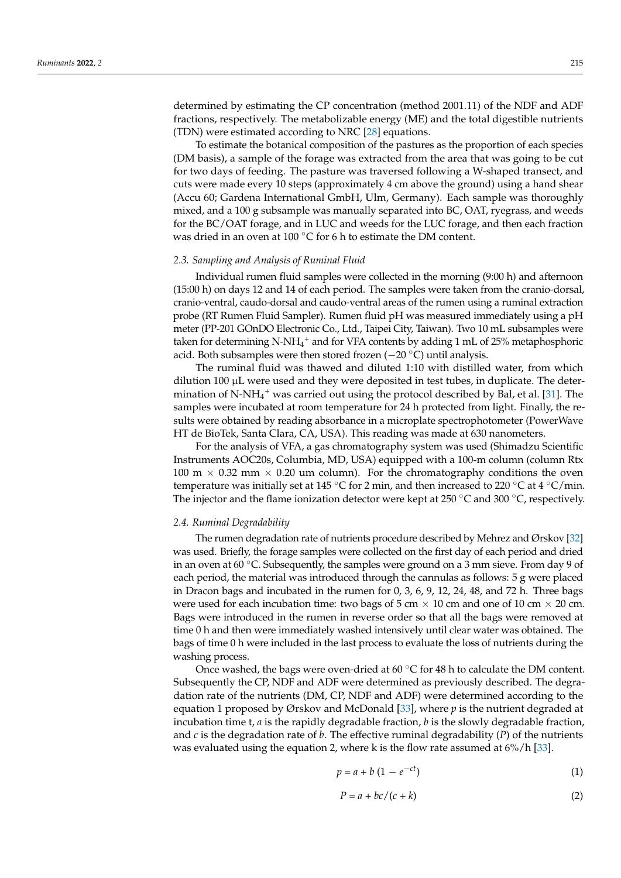determined by estimating the CP concentration (method 2001.11) of the NDF and ADF fractions, respectively. The metabolizable energy (ME) and the total digestible nutrients (TDN) were estimated according to NRC [28] equations.

To estimate the botanical composition of the pastures as the proportion of each species (DM basis), a sample of the forage was extracted from the area that was going to be cut for two days of feeding. The pasture was traversed following a W-shaped transect, and cuts were made every 10 steps (approximately 4 cm above the ground) using a hand shear (Accu 60; Gardena International GmbH, Ulm, Germany). Each sample was thoroughly mixed, and a 100 g subsample was manually separated into BC, OAT, ryegrass, and weeds for the BC/OAT forage, and in LUC and weeds for the LUC forage, and then each fraction was dried in an oven at 100 °C for 6 h to estimate the DM content.

### *2.3. Sampling and Analysis of Ruminal Fluid*

Individual rumen fluid samples were collected in the morning (9:00 h) and afternoon (15:00 h) on days 12 and 14 of each period. The samples were taken from the cranio-dorsal, cranio-ventral, caudo-dorsal and caudo-ventral areas of the rumen using a ruminal extraction probe (RT Rumen Fluid Sampler). Rumen fluid pH was measured immediately using a pH meter (PP-201 GOnDO Electronic Co., Ltd., Taipei City, Taiwan). Two 10 mL subsamples were taken for determining $N\text{-}NH_4^+$ and for VFA contents by adding 1 mL of 25% metaphosporic acid. Both subsamples were then stored frozen (−20 °C) until analysis.

The ruminal fluid was thawed and diluted 1:10 with distilled water, from which dilution 100 µL were used and they were deposited in test tubes, in duplicate. The determination of $N\text{-}NH_4^+$ was carried out using the protocol described by Bal, et al. [31]. The samples were incubated at room temperature for 24 h protected from light. Finally, the results were obtained by reading absorbance in a microplate spectrophotometer (PowerWave HT de BioTek, Santa Clara, CA, USA). This reading was made at 630 nanometers.

For the analysis of VFA, a gas chromatography system was used (Shimadzu Scientific Instruments AOC20s, Columbia, MD, USA) equipped with a 100-m column (column Rtx 100 m × 0.32 mm × 0.20 um column). For the chromatography conditions the oven temperature was initially set at 145 °C for 2 min, and then increased to 220 °C at 4 °C/min. The injector and the flame ionization detector were kept at 250 °C and 300 °C, respectively.

### *2.4. Ruminal Degradability*

The rumen degradation rate of nutrients procedure described by Mehrez and Ørskov [32] was used. Briefly, the forage samples were collected on the first day of each period and dried in an oven at 60 °C. Subsequently, the samples were ground on a 3 mm sieve. From day 9 of each period, the material was introduced through the cannulas as follows: 5 g were placed in Dracon bags and incubated in the rumen for 0, 3, 6, 9, 12, 24, 48, and 72 h. Three bags were used for each incubation time: two bags of 5 cm × 10 cm and one of 10 cm × 20 cm. Bags were introduced in the rumen in reverse order so that all the bags were removed at time 0 h and then were immediately washed intensively until clear water was obtained. The bags of time 0 h were included in the last process to evaluate the loss of nutrients during the washing process.

Once washed, the bags were oven-dried at 60 °C for 48 h to calculate the DM content. Subsequently the CP, NDF and ADF were determined as previously described. The degradation rate of the nutrients (DM, CP, NDF and ADF) were determined according to the equation 1 proposed by Ørskov and McDonald [33], where $p$ is the nutrient degraded at incubation time t, $a$ is the rapidly degradable fraction, $b$ is the slowly degradable fraction, and $c$ is the degradation rate of $b$. The effective ruminal degradability ($P$) of the nutrients was evaluated using the equation 2, where k is the flow rate assumed at 6%/h [33].

$$p = a + b\,(1 - e^{-ct}) \quad (1)$$

$$P = a + bc/(c + k) \quad (2)$$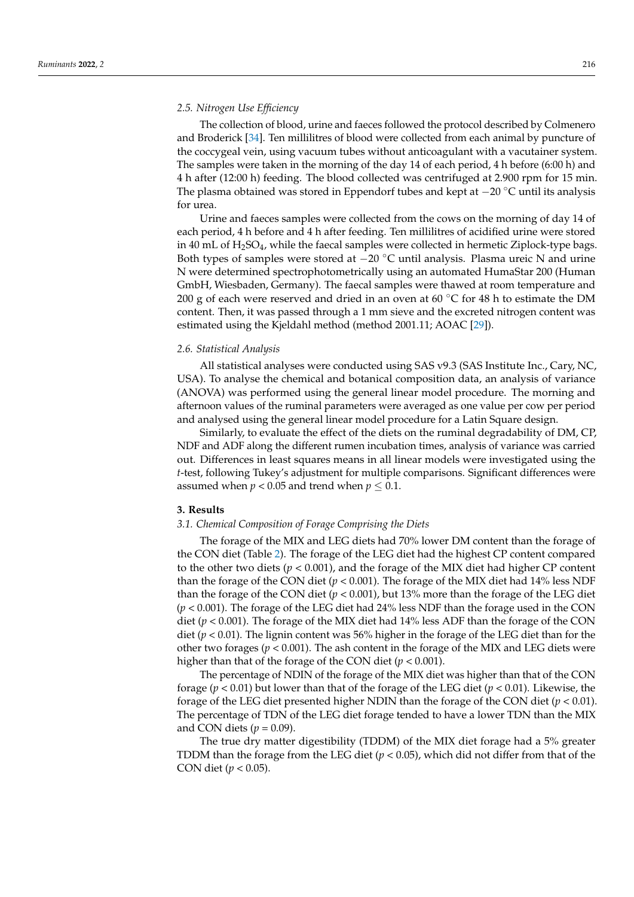### 2.5. Nitrogen Use Efficiency

The collection of blood, urine and faeces followed the protocol described by Colmenero and Broderick [34]. Ten millilitres of blood were collected from each animal by puncture of the coccygeal vein, using vacuum tubes without anticoagulant with a vacutainer system. The samples were taken in the morning of the day 14 of each period, 4 h before (6:00 h) and 4 h after (12:00 h) feeding. The blood collected was centrifuged at 2.900 rpm for 15 min. The plasma obtained was stored in Eppendorf tubes and kept at −20 °C until its analysis for urea.

Urine and faeces samples were collected from the cows on the morning of day 14 of each period, 4 h before and 4 h after feeding. Ten millilitres of acidified urine were stored in 40 mL of $H_2SO_4$, while the faecal samples were collected in hermetic Ziplock-type bags. Both types of samples were stored at −20 °C until analysis. Plasma ureic N and urine N were determined spectrophotometrically using an automated HumaStar 200 (Human GmbH, Wiesbaden, Germany). The faecal samples were thawed at room temperature and 200 g of each were reserved and dried in an oven at 60 °C for 48 h to estimate the DM content. Then, it was passed through a 1 mm sieve and the excreted nitrogen content was estimated using the Kjeldahl method (method 2001.11; AOAC [29]).

### 2.6. Statistical Analysis

All statistical analyses were conducted using SAS v9.3 (SAS Institute Inc., Cary, NC, USA). To analyse the chemical and botanical composition data, an analysis of variance (ANOVA) was performed using the general linear model procedure. The morning and afternoon values of the ruminal parameters were averaged as one value per cow per period and analysed using the general linear model procedure for a Latin Square design.

Similarly, to evaluate the effect of the diets on the ruminal degradability of DM, CP, NDF and ADF along the different rumen incubation times, analysis of variance was carried out. Differences in least squares means in all linear models were investigated using the *t*-test, following Tukey's adjustment for multiple comparisons. Significant differences were assumed when $p < 0.05$ and trend when $p \leq 0.1$.

## 3. Results

### 3.1. Chemical Composition of Forage Comprising the Diets

The forage of the MIX and LEG diets had 70% lower DM content than the forage of the CON diet (Table 2). The forage of the LEG diet had the highest CP content compared to the other two diets ($p < 0.001$), and the forage of the MIX diet had higher CP content than the forage of the CON diet ($p < 0.001$). The forage of the MIX diet had 14% less NDF than the forage of the CON diet ($p < 0.001$), but 13% more than the forage of the LEG diet ($p < 0.001$). The forage of the LEG diet had 24% less NDF than the forage used in the CON diet ($p < 0.001$). The forage of the MIX diet had 14% less ADF than the forage of the CON diet ($p < 0.01$). The lignin content was 56% higher in the forage of the LEG diet than for the other two forages ($p < 0.001$). The ash content in the forage of the MIX and LEG diets were higher than that of the forage of the CON diet ($p < 0.001$).

The percentage of NDIN of the forage of the MIX diet was higher than that of the CON forage ($p < 0.01$) but lower than that of the forage of the LEG diet ($p < 0.01$). Likewise, the forage of the LEG diet presented higher NDIN than the forage of the CON diet ($p < 0.01$). The percentage of TDN of the LEG diet forage tended to have a lower TDN than the MIX and CON diets ($p = 0.09$).

The true dry matter digestibility (TDDM) of the MIX diet forage had a 5% greater TDDM than the forage from the LEG diet ($p < 0.05$), which did not differ from that of the CON diet ($p < 0.05$).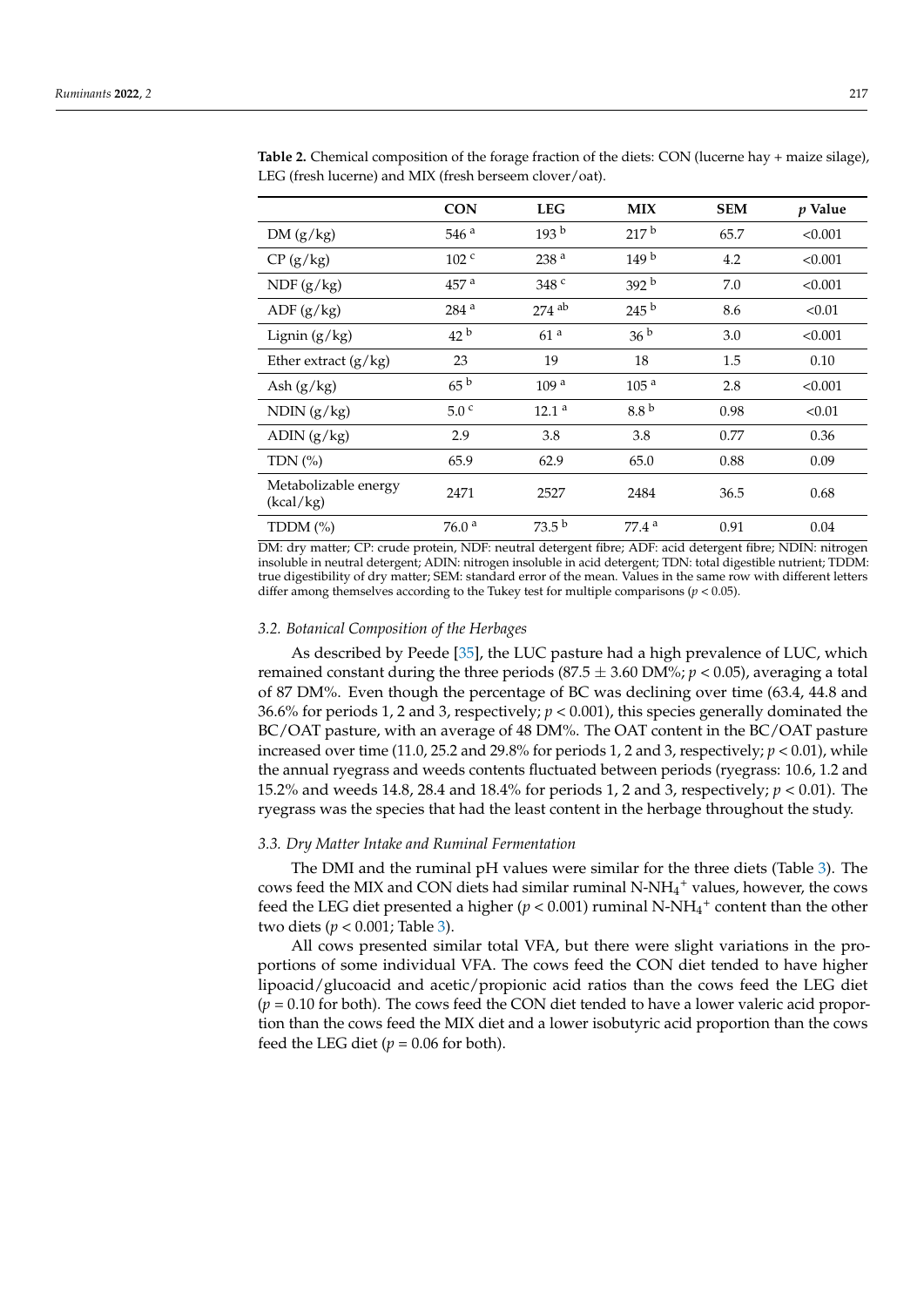**Table 2.** Chemical composition of the forage fraction of the diets: CON (lucerne hay + maize silage), LEG (fresh lucerne) and MIX (fresh berseem clover/oat).

| | CON | LEG | MIX | SEM | *p* Value |
|---|---|---|---|---|---|
| DM (g/kg) | 546 [a] | 193 [b] | 217 [b] | 65.7 | <0.001 |
| CP (g/kg) | 102 [c] | 238 [a] | 149 [b] | 4.2 | <0.001 |
| NDF (g/kg) | 457 [a] | 348 [c] | 392 [b] | 7.0 | <0.001 |
| ADF (g/kg) | 284 [a] | 274 [ab] | 245 [b] | 8.6 | <0.01 |
| Lignin (g/kg) | 42 [b] | 61 [a] | 36 [b] | 3.0 | <0.001 |
| Ether extract (g/kg) | 23 | 19 | 18 | 1.5 | 0.10 |
| Ash (g/kg) | 65 [b] | 109 [a] | 105 [a] | 2.8 | <0.001 |
| NDIN (g/kg) | 5.0 [c] | 12.1 [a] | 8.8 [b] | 0.98 | <0.01 |
| ADIN (g/kg) | 2.9 | 3.8 | 3.8 | 0.77 | 0.36 |
| TDN (%) | 65.9 | 62.9 | 65.0 | 0.88 | 0.09 |
| Metabolizable energy (kcal/kg) | 2471 | 2527 | 2484 | 36.5 | 0.68 |
| TDDM (%) | 76.0 [a] | 73.5 [b] | 77.4 [a] | 0.91 | 0.04 |

DM: dry matter; CP: crude protein, NDF: neutral detergent fibre; ADF: acid detergent fibre; NDIN: nitrogen insoluble in neutral detergent; ADIN: nitrogen insoluble in acid detergent; TDN: total digestible nutrient; TDDM: true digestibility of dry matter; SEM: standard error of the mean. Values in the same row with different letters differ among themselves according to the Tukey test for multiple comparisons ($p < 0.05$).

### 3.2. Botanical Composition of the Herbages

As described by Peede [35], the LUC pasture had a high prevalence of LUC, which remained constant during the three periods (87.5 ± 3.60 DM%; $p < 0.05$), averaging a total of 87 DM%. Even though the percentage of BC was declining over time (63.4, 44.8 and 36.6% for periods 1, 2 and 3, respectively; $p < 0.001$), this species generally dominated the BC/OAT pasture, with an average of 48 DM%. The OAT content in the BC/OAT pasture increased over time (11.0, 25.2 and 29.8% for periods 1, 2 and 3, respectively; $p < 0.01$), while the annual ryegrass and weeds contents fluctuated between periods (ryegrass: 10.6, 1.2 and 15.2% and weeds 14.8, 28.4 and 18.4% for periods 1, 2 and 3, respectively; $p < 0.01$). The ryegrass was the species that had the least content in the herbage throughout the study.

### 3.3. Dry Matter Intake and Ruminal Fermentation

The DMI and the ruminal pH values were similar for the three diets (Table 3). The cows feed the MIX and CON diets had similar ruminal $N\text{-}NH_4^+$ values, however, the cows feed the LEG diet presented a higher ($p < 0.001$) ruminal $N\text{-}NH_4^+$ content than the other two diets ($p < 0.001$; Table 3).

All cows presented similar total VFA, but there were slight variations in the proportions of some individual VFA. The cows feed the CON diet tended to have higher lipoacid/glucoacid and acetic/propionic acid ratios than the cows feed the LEG diet ($p = 0.10$ for both). The cows feed the CON diet tended to have a lower valeric acid proportion than the cows feed the MIX diet and a lower isobutyric acid proportion than the cows feed the LEG diet ($p = 0.06$ for both).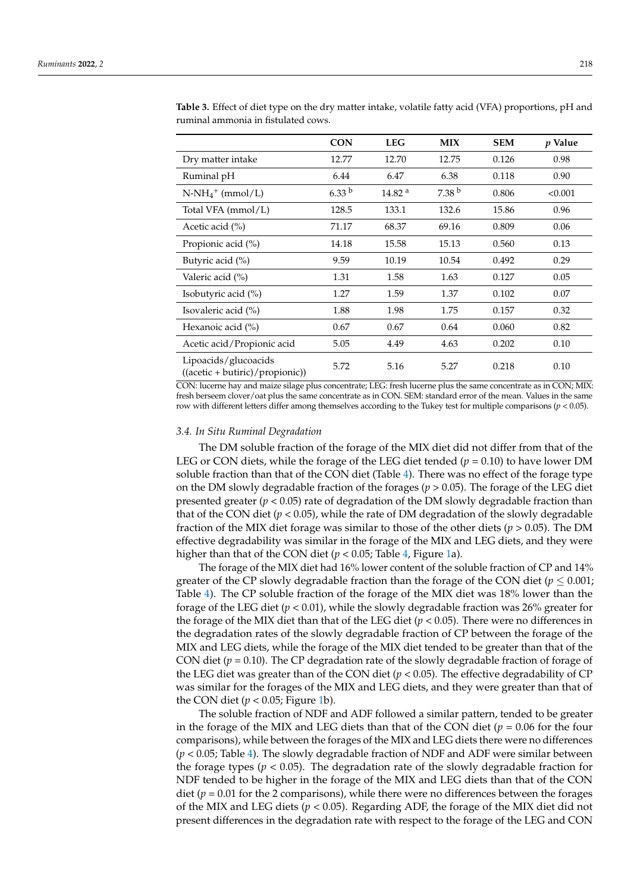**Table 3.** Effect of diet type on the dry matter intake, volatile fatty acid (VFA) proportions, pH and ruminal ammonia in fistulated cows.

| | CON | LEG | MIX | SEM | *p* Value |
|---|---|---|---|---|---|
| Dry matter intake | 12.77 | 12.70 | 12.75 | 0.126 | 0.98 |
| Ruminal pH | 6.44 | 6.47 | 6.38 | 0.118 | 0.90 |
| $N\text{-}NH_4^+$ (mmol/L) | 6.33 [b] | 14.82 [a] | 7.38 [b] | 0.806 | <0.001 |
| Total VFA (mmol/L) | 128.5 | 133.1 | 132.6 | 15.86 | 0.96 |
| Acetic acid (%) | 71.17 | 68.37 | 69.16 | 0.809 | 0.06 |
| Propionic acid (%) | 14.18 | 15.58 | 15.13 | 0.560 | 0.13 |
| Butyric acid (%) | 9.59 | 10.19 | 10.54 | 0.492 | 0.29 |
| Valeric acid (%) | 1.31 | 1.58 | 1.63 | 0.127 | 0.05 |
| Isobutyric acid (%) | 1.27 | 1.59 | 1.37 | 0.102 | 0.07 |
| Isovaleric acid (%) | 1.88 | 1.98 | 1.75 | 0.157 | 0.32 |
| Hexanoic acid (%) | 0.67 | 0.67 | 0.64 | 0.060 | 0.82 |
| Acetic acid/Propionic acid | 5.05 | 4.49 | 4.63 | 0.202 | 0.10 |
| Lipoacids/glucoacids ((acetic + butiric)/propionic)) | 5.72 | 5.16 | 5.27 | 0.218 | 0.10 |

CON: lucerne hay and maize silage plus concentrate; LEG: fresh lucerne plus the same concentrate as in CON; MIX: fresh berseem clover/oat plus the same concentrate as in CON. SEM: standard error of the mean. Values in the same row with different letters differ among themselves according to the Tukey test for multiple comparisons ($p < 0.05$).

### 3.4. In Situ Ruminal Degradation

The DM soluble fraction of the forage of the MIX diet did not differ from that of the LEG or CON diets, while the forage of the LEG diet tended ($p = 0.10$) to have lower DM soluble fraction than that of the CON diet (Table 4). There was no effect of the forage type on the DM slowly degradable fraction of the forages ($p > 0.05$). The forage of the LEG diet presented greater ($p < 0.05$) rate of degradation of the DM slowly degradable fraction than that of the CON diet ($p < 0.05$), while the rate of DM degradation of the slowly degradable fraction of the MIX diet forage was similar to those of the other diets ($p > 0.05$). The DM effective degradability was similar in the forage of the MIX and LEG diets, and they were higher than that of the CON diet ($p < 0.05$; Table 4, Figure 1a).

The forage of the MIX diet had 16% lower content of the soluble fraction of CP and 14% greater of the CP slowly degradable fraction than the forage of the CON diet ($p \leq 0.001$; Table 4). The CP soluble fraction of the forage of the MIX diet was 18% lower than the forage of the LEG diet ($p < 0.01$), while the slowly degradable fraction was 26% greater for the forage of the MIX diet than that of the LEG diet ($p < 0.05$). There were no differences in the degradation rates of the slowly degradable fraction of CP between the forage of the MIX and LEG diets, while the forage of the MIX diet tended to be greater than that of the CON diet ($p = 0.10$). The CP degradation rate of the slowly degradable fraction of forage of the LEG diet was greater than of the CON diet ($p < 0.05$). The effective degradability of CP was similar for the forages of the MIX and LEG diets, and they were greater than that of the CON diet ($p < 0.05$; Figure 1b).

The soluble fraction of NDF and ADF followed a similar pattern, tended to be greater in the forage of the MIX and LEG diets than that of the CON diet ($p = 0.06$ for the four comparisons), while between the forages of the MIX and LEG diets there were no differences ($p < 0.05$; Table 4). The slowly degradable fraction of NDF and ADF were similar between the forage types ($p < 0.05$). The degradation rate of the slowly degradable fraction for NDF tended to be higher in the forage of the MIX and LEG diets than that of the CON diet ($p = 0.01$ for the 2 comparisons), while there were no differences between the forages of the MIX and LEG diets ($p < 0.05$). Regarding ADF, the forage of the MIX diet did not present differences in the degradation rate with respect to the forage of the LEG and CON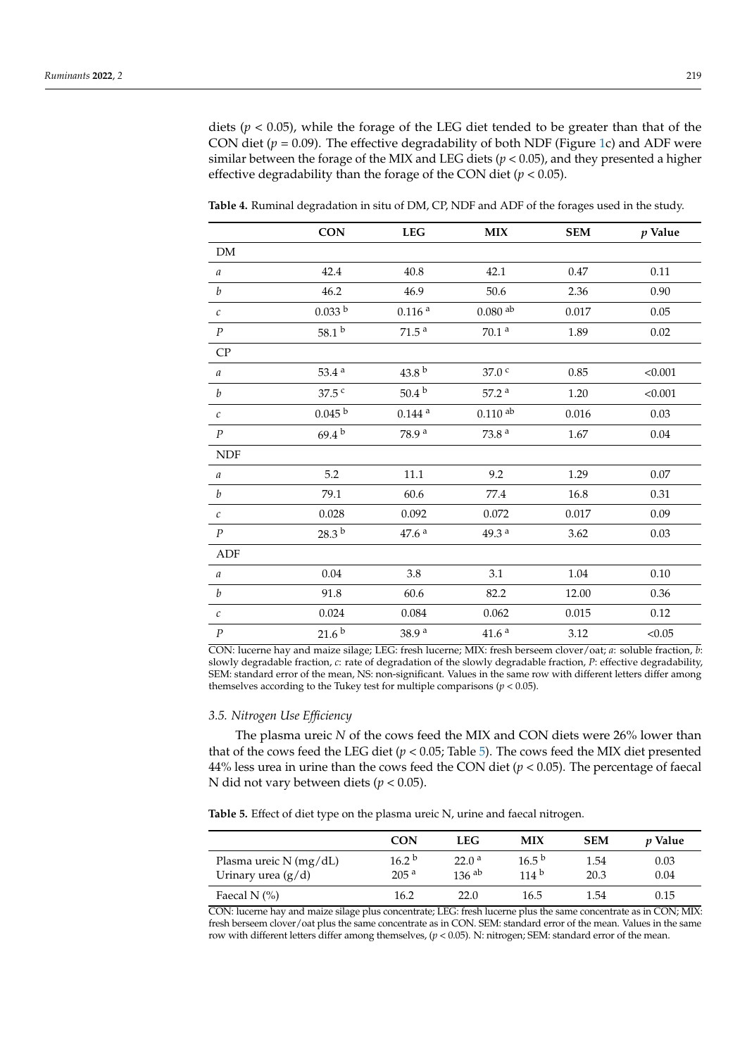diets ($p < 0.05$), while the forage of the LEG diet tended to be greater than that of the CON diet ($p = 0.09$). The effective degradability of both NDF (Figure 1c) and ADF were similar between the forage of the MIX and LEG diets ($p < 0.05$), and they presented a higher effective degradability than the forage of the CON diet ($p < 0.05$).

**Table 4.** Ruminal degradation in situ of DM, CP, NDF and ADF of the forages used in the study.

| | CON | LEG | MIX | SEM | *p* Value |
|---|---|---|---|---|---|
| DM | | | | | |
| *a* | 42.4 | 40.8 | 42.1 | 0.47 | 0.11 |
| *b* | 46.2 | 46.9 | 50.6 | 2.36 | 0.90 |
| *c* | 0.033 [b] | 0.116 [a] | 0.080 [ab] | 0.017 | 0.05 |
| *P* | 58.1 [b] | 71.5 [a] | 70.1 [a] | 1.89 | 0.02 |
| CP | | | | | |
| *a* | 53.4 [a] | 43.8 [b] | 37.0 [c] | 0.85 | <0.001 |
| *b* | 37.5 [c] | 50.4 [b] | 57.2 [a] | 1.20 | <0.001 |
| *c* | 0.045 [b] | 0.144 [a] | 0.110 [ab] | 0.016 | 0.03 |
| *P* | 69.4 [b] | 78.9 [a] | 73.8 [a] | 1.67 | 0.04 |
| NDF | | | | | |
| *a* | 5.2 | 11.1 | 9.2 | 1.29 | 0.07 |
| *b* | 79.1 | 60.6 | 77.4 | 16.8 | 0.31 |
| *c* | 0.028 | 0.092 | 0.072 | 0.017 | 0.09 |
| *P* | 28.3 [b] | 47.6 [a] | 49.3 [a] | 3.62 | 0.03 |
| ADF | | | | | |
| *a* | 0.04 | 3.8 | 3.1 | 1.04 | 0.10 |
| *b* | 91.8 | 60.6 | 82.2 | 12.00 | 0.36 |
| *c* | 0.024 | 0.084 | 0.062 | 0.015 | 0.12 |
| *P* | 21.6 [b] | 38.9 [a] | 41.6 [a] | 3.12 | <0.05 |

CON: lucerne hay and maize silage; LEG: fresh lucerne; MIX: fresh berseem clover/oat; *a*: soluble fraction, *b*: slowly degradable fraction, *c*: rate of degradation of the slowly degradable fraction, *P*: effective degradability, SEM: standard error of the mean, NS: non-significant. Values in the same row with different letters differ among themselves according to the Tukey test for multiple comparisons ($p < 0.05$).

### 3.5. Nitrogen Use Efficiency

The plasma ureic *N* of the cows feed the MIX and CON diets were 26% lower than that of the cows feed the LEG diet ($p < 0.05$; Table 5). The cows feed the MIX diet presented 44% less urea in urine than the cows feed the CON diet ($p < 0.05$). The percentage of faecal N did not vary between diets ($p < 0.05$).

**Table 5.** Effect of diet type on the plasma ureic N, urine and faecal nitrogen.

| | CON | LEG | MIX | SEM | *p* Value |
|---|---|---|---|---|---|
| Plasma ureic N (mg/dL) | 16.2 [b] | 22.0 [a] | 16.5 [b] | 1.54 | 0.03 |
| Urinary urea (g/d) | 205 [a] | 136 [ab] | 114 [b] | 20.3 | 0.04 |
| Faecal N (%) | 16.2 | 22.0 | 16.5 | 1.54 | 0.15 |

CON: lucerne hay and maize silage plus concentrate; LEG: fresh lucerne plus the same concentrate as in CON; MIX: fresh berseem clover/oat plus the same concentrate as in CON. SEM: standard error of the mean. Values in the same row with different letters differ among themselves, ($p < 0.05$). N: nitrogen; SEM: standard error of the mean.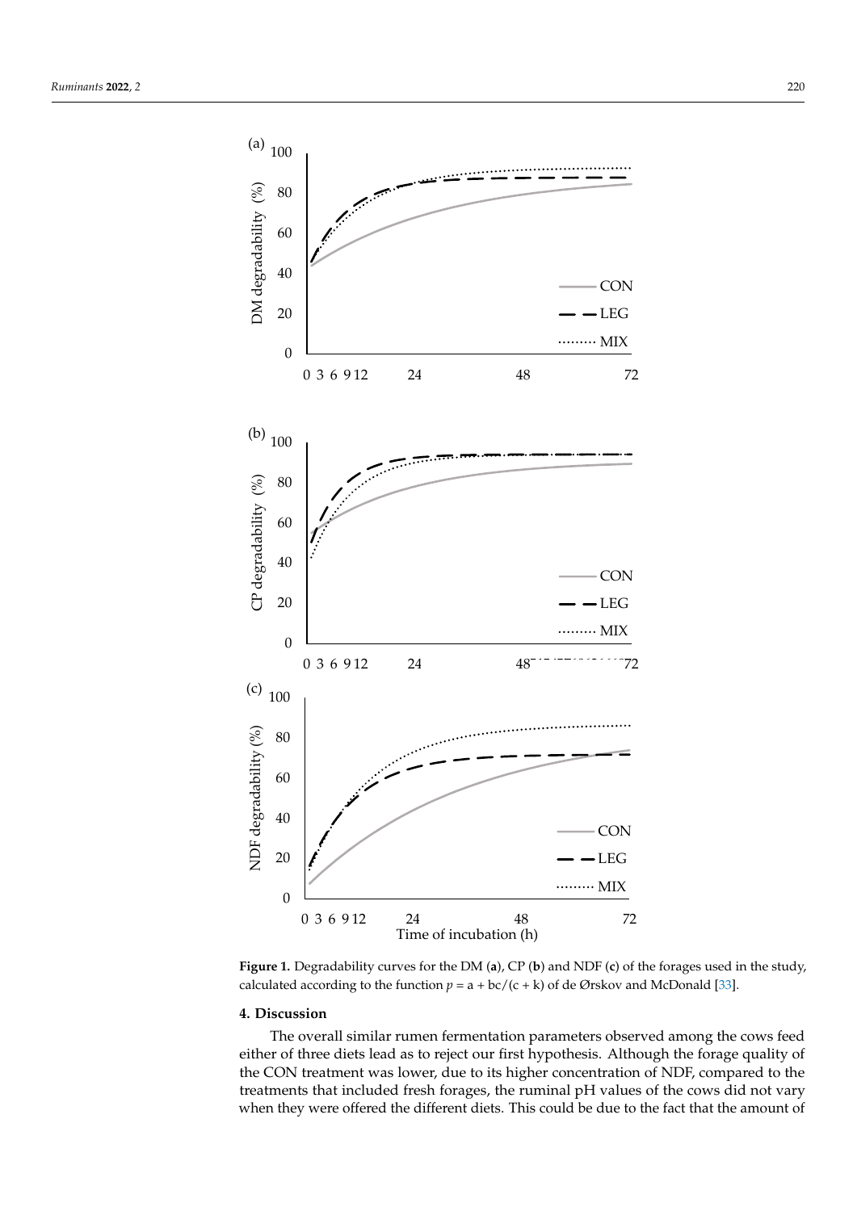**Figure 1.** Degradability curves for the DM (**a**), CP (**b**) and NDF (**c**) of the forages used in the study, calculated according to the function $p = a + bc/(c + k)$ of de Ørskov and McDonald [33].

## 4. Discussion

The overall similar rumen fermentation parameters observed among the cows feed either of three diets lead as to reject our first hypothesis. Although the forage quality of the CON treatment was lower, due to its higher concentration of NDF, compared to the treatments that included fresh forages, the ruminal pH values of the cows did not vary when they were offered the different diets. This could be due to the fact that the amount of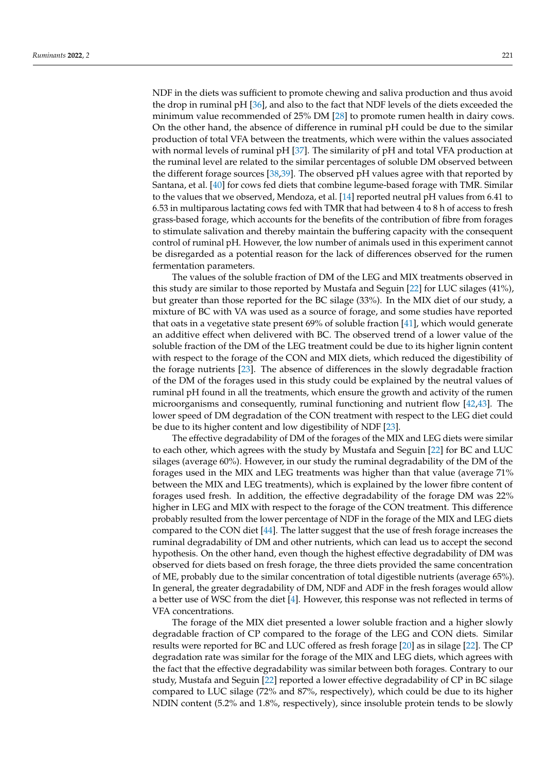NDF in the diets was sufficient to promote chewing and saliva production and thus avoid the drop in ruminal pH [36], and also to the fact that NDF levels of the diets exceeded the minimum value recommended of 25% DM [28] to promote rumen health in dairy cows. On the other hand, the absence of difference in ruminal pH could be due to the similar production of total VFA between the treatments, which were within the values associated with normal levels of ruminal pH [37]. The similarity of pH and total VFA production at the ruminal level are related to the similar percentages of soluble DM observed between the different forage sources [38,39]. The observed pH values agree with that reported by Santana, et al. [40] for cows fed diets that combine legume-based forage with TMR. Similar to the values that we observed, Mendoza, et al. [14] reported neutral pH values from 6.41 to 6.53 in multiparous lactating cows fed with TMR that had between 4 to 8 h of access to fresh grass-based forage, which accounts for the benefits of the contribution of fibre from forages to stimulate salivation and thereby maintain the buffering capacity with the consequent control of ruminal pH. However, the low number of animals used in this experiment cannot be disregarded as a potential reason for the lack of differences observed for the rumen fermentation parameters.

The values of the soluble fraction of DM of the LEG and MIX treatments observed in this study are similar to those reported by Mustafa and Seguin [22] for LUC silages (41%), but greater than those reported for the BC silage (33%). In the MIX diet of our study, a mixture of BC with VA was used as a source of forage, and some studies have reported that oats in a vegetative state present 69% of soluble fraction [41], which would generate an additive effect when delivered with BC. The observed trend of a lower value of the soluble fraction of the DM of the LEG treatment could be due to its higher lignin content with respect to the forage of the CON and MIX diets, which reduced the digestibility of the forage nutrients [23]. The absence of differences in the slowly degradable fraction of the DM of the forages used in this study could be explained by the neutral values of ruminal pH found in all the treatments, which ensure the growth and activity of the rumen microorganisms and consequently, ruminal functioning and nutrient flow [42,43]. The lower speed of DM degradation of the CON treatment with respect to the LEG diet could be due to its higher content and low digestibility of NDF [23].

The effective degradability of DM of the forages of the MIX and LEG diets were similar to each other, which agrees with the study by Mustafa and Seguin [22] for BC and LUC silages (average 60%). However, in our study the ruminal degradability of the DM of the forages used in the MIX and LEG treatments was higher than that value (average 71% between the MIX and LEG treatments), which is explained by the lower fibre content of forages used fresh. In addition, the effective degradability of the forage DM was 22% higher in LEG and MIX with respect to the forage of the CON treatment. This difference probably resulted from the lower percentage of NDF in the forage of the MIX and LEG diets compared to the CON diet [44]. The latter suggest that the use of fresh forage increases the ruminal degradability of DM and other nutrients, which can lead us to accept the second hypothesis. On the other hand, even though the highest effective degradability of DM was observed for diets based on fresh forage, the three diets provided the same concentration of ME, probably due to the similar concentration of total digestible nutrients (average 65%). In general, the greater degradability of DM, NDF and ADF in the fresh forages would allow a better use of WSC from the diet [4]. However, this response was not reflected in terms of VFA concentrations.

The forage of the MIX diet presented a lower soluble fraction and a higher slowly degradable fraction of CP compared to the forage of the LEG and CON diets. Similar results were reported for BC and LUC offered as fresh forage [20] as in silage [22]. The CP degradation rate was similar for the forage of the MIX and LEG diets, which agrees with the fact that the effective degradability was similar between both forages. Contrary to our study, Mustafa and Seguin [22] reported a lower effective degradability of CP in BC silage compared to LUC silage (72% and 87%, respectively), which could be due to its higher NDIN content (5.2% and 1.8%, respectively), since insoluble protein tends to be slowly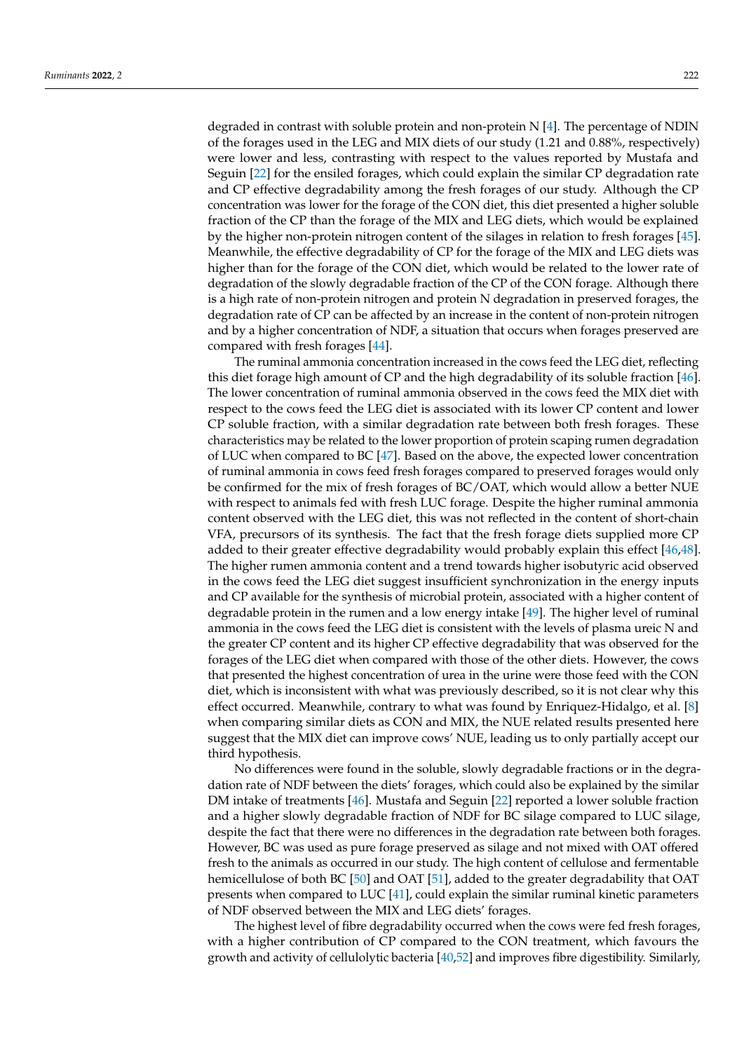degraded in contrast with soluble protein and non-protein N [4]. The percentage of NDIN of the forages used in the LEG and MIX diets of our study (1.21 and 0.88%, respectively) were lower and less, contrasting with respect to the values reported by Mustafa and Seguin [22] for the ensiled forages, which could explain the similar CP degradation rate and CP effective degradability among the fresh forages of our study. Although the CP concentration was lower for the forage of the CON diet, this diet presented a higher soluble fraction of the CP than the forage of the MIX and LEG diets, which would be explained by the higher non-protein nitrogen content of the silages in relation to fresh forages [45]. Meanwhile, the effective degradability of CP for the forage of the MIX and LEG diets was higher than for the forage of the CON diet, which would be related to the lower rate of degradation of the slowly degradable fraction of the CP of the CON forage. Although there is a high rate of non-protein nitrogen and protein N degradation in preserved forages, the degradation rate of CP can be affected by an increase in the content of non-protein nitrogen and by a higher concentration of NDF, a situation that occurs when forages preserved are compared with fresh forages [44].

The ruminal ammonia concentration increased in the cows feed the LEG diet, reflecting this diet forage high amount of CP and the high degradability of its soluble fraction [46]. The lower concentration of ruminal ammonia observed in the cows feed the MIX diet with respect to the cows feed the LEG diet is associated with its lower CP content and lower CP soluble fraction, with a similar degradation rate between both fresh forages. These characteristics may be related to the lower proportion of protein scaping rumen degradation of LUC when compared to BC [47]. Based on the above, the expected lower concentration of ruminal ammonia in cows feed fresh forages compared to preserved forages would only be confirmed for the mix of fresh forages of BC/OAT, which would allow a better NUE with respect to animals fed with fresh LUC forage. Despite the higher ruminal ammonia content observed with the LEG diet, this was not reflected in the content of short-chain VFA, precursors of its synthesis. The fact that the fresh forage diets supplied more CP added to their greater effective degradability would probably explain this effect [46,48]. The higher rumen ammonia content and a trend towards higher isobutyric acid observed in the cows feed the LEG diet suggest insufficient synchronization in the energy inputs and CP available for the synthesis of microbial protein, associated with a higher content of degradable protein in the rumen and a low energy intake [49]. The higher level of ruminal ammonia in the cows feed the LEG diet is consistent with the levels of plasma ureic N and the greater CP content and its higher CP effective degradability that was observed for the forages of the LEG diet when compared with those of the other diets. However, the cows that presented the highest concentration of urea in the urine were those feed with the CON diet, which is inconsistent with what was previously described, so it is not clear why this effect occurred. Meanwhile, contrary to what was found by Enriquez-Hidalgo, et al. [8] when comparing similar diets as CON and MIX, the NUE related results presented here suggest that the MIX diet can improve cows' NUE, leading us to only partially accept our third hypothesis.

No differences were found in the soluble, slowly degradable fractions or in the degradation rate of NDF between the diets' forages, which could also be explained by the similar DM intake of treatments [46]. Mustafa and Seguin [22] reported a lower soluble fraction and a higher slowly degradable fraction of NDF for BC silage compared to LUC silage, despite the fact that there were no differences in the degradation rate between both forages. However, BC was used as pure forage preserved as silage and not mixed with OAT offered fresh to the animals as occurred in our study. The high content of cellulose and fermentable hemicellulose of both BC [50] and OAT [51], added to the greater degradability that OAT presents when compared to LUC [41], could explain the similar ruminal kinetic parameters of NDF observed between the MIX and LEG diets' forages.

The highest level of fibre degradability occurred when the cows were fed fresh forages, with a higher contribution of CP compared to the CON treatment, which favours the growth and activity of cellulolytic bacteria [40,52] and improves fibre digestibility. Similarly,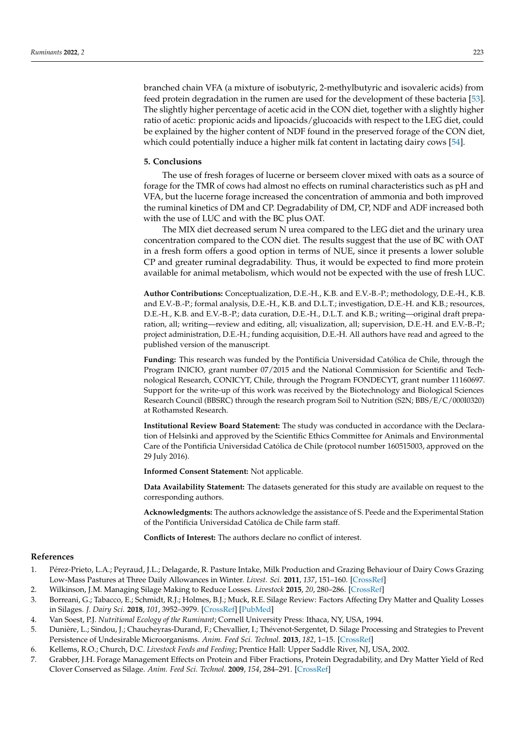branched chain VFA (a mixture of isobutyric, 2-methylbutyric and isovaleric acids) from feed protein degradation in the rumen are used for the development of these bacteria [53]. The slightly higher percentage of acetic acid in the CON diet, together with a slightly higher ratio of acetic: propionic acids and lipoacids/glucoacids with respect to the LEG diet, could be explained by the higher content of NDF found in the preserved forage of the CON diet, which could potentially induce a higher milk fat content in lactating dairy cows [54].

## 5. Conclusions

The use of fresh forages of lucerne or berseem clover mixed with oats as a source of forage for the TMR of cows had almost no effects on ruminal characteristics such as pH and VFA, but the lucerne forage increased the concentration of ammonia and both improved the ruminal kinetics of DM and CP. Degradability of DM, CP, NDF and ADF increased both with the use of LUC and with the BC plus OAT.

The MIX diet decreased serum N urea compared to the LEG diet and the urinary urea concentration compared to the CON diet. The results suggest that the use of BC with OAT in a fresh form offers a good option in terms of NUE, since it presents a lower soluble CP and greater ruminal degradability. Thus, it would be expected to find more protein available for animal metabolism, which would not be expected with the use of fresh LUC.

**Author Contributions:** Conceptualization, D.E.-H., K.B. and E.V.-B.-P.; methodology, D.E.-H., K.B. and E.V.-B.-P.; formal analysis, D.E.-H., K.B. and D.L.T.; investigation, D.E.-H. and K.B.; resources, D.E.-H., K.B. and E.V.-B.-P.; data curation, D.E.-H., D.L.T. and K.B.; writing—original draft preparation, all; writing—review and editing, all; visualization, all; supervision, D.E.-H. and E.V.-B.-P.; project administration, D.E.-H.; funding acquisition, D.E.-H. All authors have read and agreed to the published version of the manuscript.

**Funding:** This research was funded by the Pontificia Universidad Católica de Chile, through the Program INICIO, grant number 07/2015 and the National Commission for Scientific and Technological Research, CONICYT, Chile, through the Program FONDECYT, grant number 11160697. Support for the write-up of this work was received by the Biotechnology and Biological Sciences Research Council (BBSRC) through the research program Soil to Nutrition (S2N; BBS/E/C/000I0320) at Rothamsted Research.

**Institutional Review Board Statement:** The study was conducted in accordance with the Declaration of Helsinki and approved by the Scientific Ethics Committee for Animals and Environmental Care of the Pontificia Universidad Católica de Chile (protocol number 160515003, approved on the 29 July 2016).

**Informed Consent Statement:** Not applicable.

**Data Availability Statement:** The datasets generated for this study are available on request to the corresponding authors.

**Acknowledgments:** The authors acknowledge the assistance of S. Peede and the Experimental Station of the Pontificia Universidad Católica de Chile farm staff.

**Conflicts of Interest:** The authors declare no conflict of interest.

## References

1. Pérez-Prieto, L.A.; Peyraud, J.L.; Delagarde, R. Pasture Intake, Milk Production and Grazing Behaviour of Dairy Cows Grazing Low-Mass Pastures at Three Daily Allowances in Winter. *Livest. Sci.* **2011**, *137*, 151–160. [CrossRef]
2. Wilkinson, J.M. Managing Silage Making to Reduce Losses. *Livestock* **2015**, *20*, 280–286. [CrossRef]
3. Borreani, G.; Tabacco, E.; Schmidt, R.J.; Holmes, B.J.; Muck, R.E. Silage Review: Factors Affecting Dry Matter and Quality Losses in Silages. *J. Dairy Sci.* **2018**, *101*, 3952–3979. [CrossRef] [PubMed]
4. Van Soest, P.J. *Nutritional Ecology of the Ruminant*; Cornell University Press: Ithaca, NY, USA, 1994.
5. Dunière, L.; Sindou, J.; Chaucheyras-Durand, F.; Chevallier, I.; Thévenot-Sergentet, D. Silage Processing and Strategies to Prevent Persistence of Undesirable Microorganisms. *Anim. Feed Sci. Technol.* **2013**, *182*, 1–15. [CrossRef]
6. Kellems, R.O.; Church, D.C. *Livestock Feeds and Feeding*; Prentice Hall: Upper Saddle River, NJ, USA, 2002.
7. Grabber, J.H. Forage Management Effects on Protein and Fiber Fractions, Protein Degradability, and Dry Matter Yield of Red Clover Conserved as Silage. *Anim. Feed Sci. Technol.* **2009**, *154*, 284–291. [CrossRef]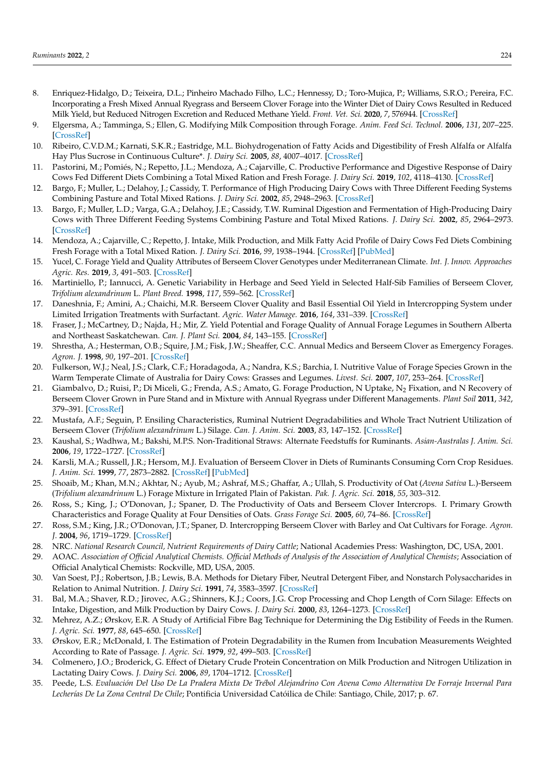8. Enriquez-Hidalgo, D.; Teixeira, D.L.; Pinheiro Machado Filho, L.C.; Hennessy, D.; Toro-Mujica, P.; Williams, S.R.O.; Pereira, F.C. Incorporating a Fresh Mixed Annual Ryegrass and Berseem Clover Forage into the Winter Diet of Dairy Cows Resulted in Reduced Milk Yield, but Reduced Nitrogen Excretion and Reduced Methane Yield. *Front. Vet. Sci.* **2020**, *7*, 576944. [CrossRef]
9. Elgersma, A.; Tamminga, S.; Ellen, G. Modifying Milk Composition through Forage. *Anim. Feed Sci. Technol.* **2006**, *131*, 207–225. [CrossRef]
10. Ribeiro, C.V.D.M.; Karnati, S.K.R.; Eastridge, M.L. Biohydrogenation of Fatty Acids and Digestibility of Fresh Alfalfa or Alfalfa Hay Plus Sucrose in Continuous Culture*. *J. Dairy Sci.* **2005**, *88*, 4007–4017. [CrossRef]
11. Pastorini, M.; Pomiés, N.; Repetto, J.L.; Mendoza, A.; Cajarville, C. Productive Performance and Digestive Response of Dairy Cows Fed Different Diets Combining a Total Mixed Ration and Fresh Forage. *J. Dairy Sci.* **2019**, *102*, 4118–4130. [CrossRef]
12. Bargo, F.; Muller, L.; Delahoy, J.; Cassidy, T. Performance of High Producing Dairy Cows with Three Different Feeding Systems Combining Pasture and Total Mixed Rations. *J. Dairy Sci.* **2002**, *85*, 2948–2963. [CrossRef]
13. Bargo, F.; Muller, L.D.; Varga, G.A.; Delahoy, J.E.; Cassidy, T.W. Ruminal Digestion and Fermentation of High-Producing Dairy Cows with Three Different Feeding Systems Combining Pasture and Total Mixed Rations. *J. Dairy Sci.* **2002**, *85*, 2964–2973. [CrossRef]
14. Mendoza, A.; Cajarville, C.; Repetto, J. Intake, Milk Production, and Milk Fatty Acid Profile of Dairy Cows Fed Diets Combining Fresh Forage with a Total Mixed Ration. *J. Dairy Sci.* **2016**, *99*, 1938–1944. [CrossRef] [PubMed]
15. Yucel, C. Forage Yield and Quality Attributes of Berseem Clover Genotypes under Mediterranean Climate. *Int. J. Innov. Approaches Agric. Res.* **2019**, *3*, 491–503. [CrossRef]
16. Martiniello, P.; Iannucci, A. Genetic Variability in Herbage and Seed Yield in Selected Half-Sib Families of Berseem Clover, *Trifolium alexandrinum* L. *Plant Breed.* **1998**, *117*, 559–562. [CrossRef]
17. Daneshnia, F.; Amini, A.; Chaichi, M.R. Berseem Clover Quality and Basil Essential Oil Yield in Intercropping System under Limited Irrigation Treatments with Surfactant. *Agric. Water Manage.* **2016**, *164*, 331–339. [CrossRef]
18. Fraser, J.; McCartney, D.; Najda, H.; Mir, Z. Yield Potential and Forage Quality of Annual Forage Legumes in Southern Alberta and Northeast Saskatchewan. *Can. J. Plant Sci.* **2004**, *84*, 143–155. [CrossRef]
19. Shrestha, A.; Hesterman, O.B.; Squire, J.M.; Fisk, J.W.; Sheaffer, C.C. Annual Medics and Berseem Clover as Emergency Forages. *Agron. J.* **1998**, *90*, 197–201. [CrossRef]
20. Fulkerson, W.J.; Neal, J.S.; Clark, C.F.; Horadagoda, A.; Nandra, K.S.; Barchia, I. Nutritive Value of Forage Species Grown in the Warm Temperate Climate of Australia for Dairy Cows: Grasses and Legumes. *Livest. Sci.* **2007**, *107*, 253–264. [CrossRef]
21. Giambalvo, D.; Ruisi, P.; Di Miceli, G.; Frenda, A.S.; Amato, G. Forage Production, N Uptake, $N_2$ Fixation, and N Recovery of Berseem Clover Grown in Pure Stand and in Mixture with Annual Ryegrass under Different Managements. *Plant Soil* **2011**, *342*, 379–391. [CrossRef]
22. Mustafa, A.F.; Seguin, P. Ensiling Characteristics, Ruminal Nutrient Degradabilities and Whole Tract Nutrient Utilization of Berseem Clover (*Trifolium alexandrinum* L.) Silage. *Can. J. Anim. Sci.* **2003**, *83*, 147–152. [CrossRef]
23. Kaushal, S.; Wadhwa, M.; Bakshi, M.P.S. Non-Traditional Straws: Alternate Feedstuffs for Ruminants. *Asian-Australas J. Anim. Sci.* **2006**, *19*, 1722–1727. [CrossRef]
24. Karsli, M.A.; Russell, J.R.; Hersom, M.J. Evaluation of Berseem Clover in Diets of Ruminants Consuming Corn Crop Residues. *J. Anim. Sci.* **1999**, *77*, 2873–2882. [CrossRef] [PubMed]
25. Shoaib, M.; Khan, M.N.; Akhtar, N.; Ayub, M.; Ashraf, M.S.; Ghaffar, A.; Ullah, S. Productivity of Oat (*Avena Sativa* L.)-Berseem (*Trifolium alexandrinum* L.) Forage Mixture in Irrigated Plain of Pakistan. *Pak. J. Agric. Sci.* **2018**, *55*, 303–312.
26. Ross, S.; King, J.; O'Donovan, J.; Spaner, D. The Productivity of Oats and Berseem Clover Intercrops. I. Primary Growth Characteristics and Forage Quality at Four Densities of Oats. *Grass Forage Sci.* **2005**, *60*, 74–86. [CrossRef]
27. Ross, S.M.; King, J.R.; O'Donovan, J.T.; Spaner, D. Intercropping Berseem Clover with Barley and Oat Cultivars for Forage. *Agron. J.* **2004**, *96*, 1719–1729. [CrossRef]
28. NRC. *National Research Council, Nutrient Requirements of Dairy Cattle*; National Academies Press: Washington, DC, USA, 2001.
29. AOAC. *Association of Official Analytical Chemists. Official Methods of Analysis of the Association of Analytical Chemists*; Association of Official Analytical Chemists: Rockville, MD, USA, 2005.
30. Van Soest, P.J.; Robertson, J.B.; Lewis, B.A. Methods for Dietary Fiber, Neutral Detergent Fiber, and Nonstarch Polysaccharides in Relation to Animal Nutrition. *J. Dairy Sci.* **1991**, *74*, 3583–3597. [CrossRef]
31. Bal, M.A.; Shaver, R.D.; Jirovec, A.G.; Shinners, K.J.; Coors, J.G. Crop Processing and Chop Length of Corn Silage: Effects on Intake, Digestion, and Milk Production by Dairy Cows. *J. Dairy Sci.* **2000**, *83*, 1264–1273. [CrossRef]
32. Mehrez, A.Z.; Ørskov, E.R. A Study of Artificial Fibre Bag Technique for Determining the Dig Estibility of Feeds in the Rumen. *J. Agric. Sci.* **1977**, *88*, 645–650. [CrossRef]
33. Ørskov, E.R.; McDonald, I. The Estimation of Protein Degradability in the Rumen from Incubation Measurements Weighted According to Rate of Passage. *J. Agric. Sci.* **1979**, *92*, 499–503. [CrossRef]
34. Colmenero, J.O.; Broderick, G. Effect of Dietary Crude Protein Concentration on Milk Production and Nitrogen Utilization in Lactating Dairy Cows. *J. Dairy Sci.* **2006**, *89*, 1704–1712. [CrossRef]
35. Peede, L.S. *Evaluación Del Uso De La Pradera Mixta De Trébol Alejandrino Con Avena Como Alternativa De Forraje Invernal Para Lecherías De La Zona Central De Chile*; Pontificia Universidad Catóilica de Chile: Santiago, Chile, 2017; p. 67.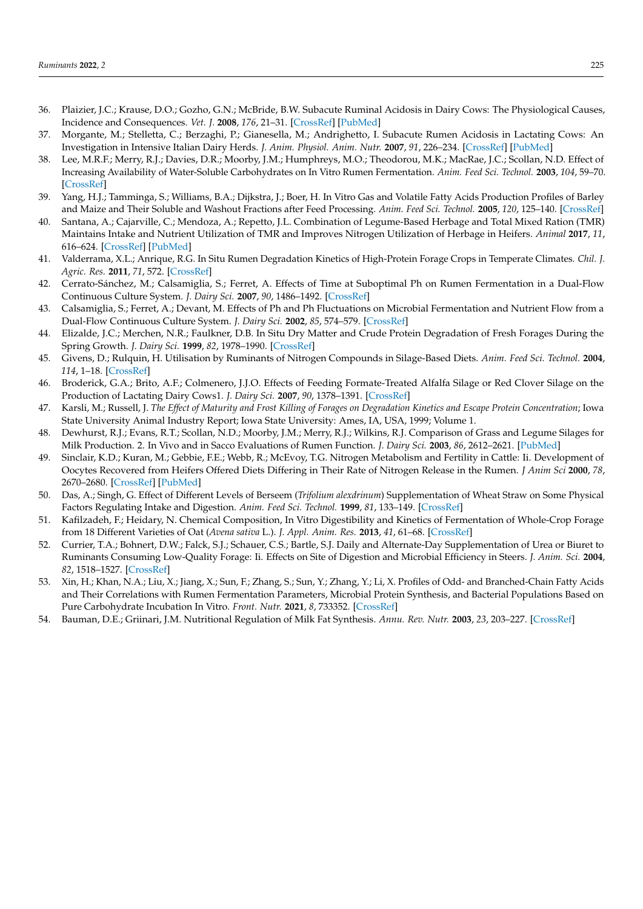36. Plaizier, J.C.; Krause, D.O.; Gozho, G.N.; McBride, B.W. Subacute Ruminal Acidosis in Dairy Cows: The Physiological Causes, Incidence and Consequences. *Vet. J.* **2008**, *176*, 21–31. [CrossRef] [PubMed]
37. Morgante, M.; Stelletta, C.; Berzaghi, P.; Gianesella, M.; Andrighetto, I. Subacute Rumen Acidosis in Lactating Cows: An Investigation in Intensive Italian Dairy Herds. *J. Anim. Physiol. Anim. Nutr.* **2007**, *91*, 226–234. [CrossRef] [PubMed]
38. Lee, M.R.F.; Merry, R.J.; Davies, D.R.; Moorby, J.M.; Humphreys, M.O.; Theodorou, M.K.; MacRae, J.C.; Scollan, N.D. Effect of Increasing Availability of Water-Soluble Carbohydrates on In Vitro Rumen Fermentation. *Anim. Feed Sci. Technol.* **2003**, *104*, 59–70. [CrossRef]
39. Yang, H.J.; Tamminga, S.; Williams, B.A.; Dijkstra, J.; Boer, H. In Vitro Gas and Volatile Fatty Acids Production Profiles of Barley and Maize and Their Soluble and Washout Fractions after Feed Processing. *Anim. Feed Sci. Technol.* **2005**, *120*, 125–140. [CrossRef]
40. Santana, A.; Cajarville, C.; Mendoza, A.; Repetto, J.L. Combination of Legume-Based Herbage and Total Mixed Ration (TMR) Maintains Intake and Nutrient Utilization of TMR and Improves Nitrogen Utilization of Herbage in Heifers. *Animal* **2017**, *11*, 616–624. [CrossRef] [PubMed]
41. Valderrama, X.L.; Anrique, R.G. In Situ Rumen Degradation Kinetics of High-Protein Forage Crops in Temperate Climates. *Chil. J. Agric. Res.* **2011**, *71*, 572. [CrossRef]
42. Cerrato-Sánchez, M.; Calsamiglia, S.; Ferret, A. Effects of Time at Suboptimal Ph on Rumen Fermentation in a Dual-Flow Continuous Culture System. *J. Dairy Sci.* **2007**, *90*, 1486–1492. [CrossRef]
43. Calsamiglia, S.; Ferret, A.; Devant, M. Effects of Ph and Ph Fluctuations on Microbial Fermentation and Nutrient Flow from a Dual-Flow Continuous Culture System. *J. Dairy Sci.* **2002**, *85*, 574–579. [CrossRef]
44. Elizalde, J.C.; Merchen, N.R.; Faulkner, D.B. In Situ Dry Matter and Crude Protein Degradation of Fresh Forages During the Spring Growth. *J. Dairy Sci.* **1999**, *82*, 1978–1990. [CrossRef]
45. Givens, D.; Rulquin, H. Utilisation by Ruminants of Nitrogen Compounds in Silage-Based Diets. *Anim. Feed Sci. Technol.* **2004**, *114*, 1–18. [CrossRef]
46. Broderick, G.A.; Brito, A.F.; Colmenero, J.J.O. Effects of Feeding Formate-Treated Alfalfa Silage or Red Clover Silage on the Production of Lactating Dairy Cows1. *J. Dairy Sci.* **2007**, *90*, 1378–1391. [CrossRef]
47. Karsli, M.; Russell, J. *The Effect of Maturity and Frost Killing of Forages on Degradation Kinetics and Escape Protein Concentration*; Iowa State University Animal Industry Report; Iowa State University: Ames, IA, USA, 1999; Volume 1.
48. Dewhurst, R.J.; Evans, R.T.; Scollan, N.D.; Moorby, J.M.; Merry, R.J.; Wilkins, R.J. Comparison of Grass and Legume Silages for Milk Production. 2. In Vivo and in Sacco Evaluations of Rumen Function. *J. Dairy Sci.* **2003**, *86*, 2612–2621. [PubMed]
49. Sinclair, K.D.; Kuran, M.; Gebbie, F.E.; Webb, R.; McEvoy, T.G. Nitrogen Metabolism and Fertility in Cattle: Ii. Development of Oocytes Recovered from Heifers Offered Diets Differing in Their Rate of Nitrogen Release in the Rumen. *J Anim Sci* **2000**, *78*, 2670–2680. [CrossRef] [PubMed]
50. Das, A.; Singh, G. Effect of Different Levels of Berseem (*Trifolium alexdrinum*) Supplementation of Wheat Straw on Some Physical Factors Regulating Intake and Digestion. *Anim. Feed Sci. Technol.* **1999**, *81*, 133–149. [CrossRef]
51. Kafilzadeh, F.; Heidary, N. Chemical Composition, In Vitro Digestibility and Kinetics of Fermentation of Whole-Crop Forage from 18 Different Varieties of Oat (*Avena sativa* L.). *J. Appl. Anim. Res.* **2013**, *41*, 61–68. [CrossRef]
52. Currier, T.A.; Bohnert, D.W.; Falck, S.J.; Schauer, C.S.; Bartle, S.J. Daily and Alternate-Day Supplementation of Urea or Biuret to Ruminants Consuming Low-Quality Forage: Ii. Effects on Site of Digestion and Microbial Efficiency in Steers. *J. Anim. Sci.* **2004**, *82*, 1518–1527. [CrossRef]
53. Xin, H.; Khan, N.A.; Liu, X.; Jiang, X.; Sun, F.; Zhang, S.; Sun, Y.; Zhang, Y.; Li, X. Profiles of Odd- and Branched-Chain Fatty Acids and Their Correlations with Rumen Fermentation Parameters, Microbial Protein Synthesis, and Bacterial Populations Based on Pure Carbohydrate Incubation In Vitro. *Front. Nutr.* **2021**, *8*, 733352. [CrossRef]
54. Bauman, D.E.; Griinari, J.M. Nutritional Regulation of Milk Fat Synthesis. *Annu. Rev. Nutr.* **2003**, *23*, 203–227. [CrossRef]